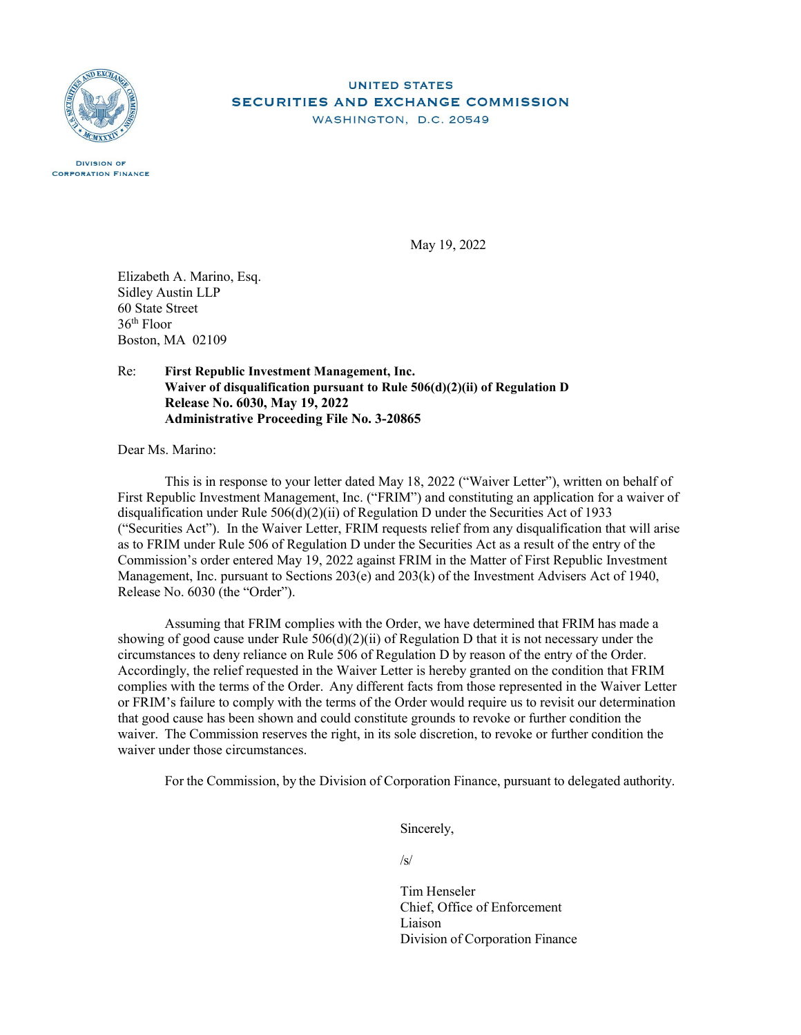UNITED STATES
SECURITIES AND EXCHANGE COMMISSION
WASHINGTON, D.C. 20549

DIVISION OF
CORPORATION FINANCE

May 19, 2022

Elizabeth A. Marino, Esq.
Sidley Austin LLP
60 State Street
36th Floor
Boston, MA 02109

Re: **First Republic Investment Management, Inc.**
**Waiver of disqualification pursuant to Rule 506(d)(2)(ii) of Regulation D**
**Release No. 6030, May 19, 2022**
**Administrative Proceeding File No. 3-20865**

Dear Ms. Marino:

This is in response to your letter dated May 18, 2022 ("Waiver Letter"), written on behalf of First Republic Investment Management, Inc. ("FRIM") and constituting an application for a waiver of disqualification under Rule 506(d)(2)(ii) of Regulation D under the Securities Act of 1933 ("Securities Act"). In the Waiver Letter, FRIM requests relief from any disqualification that will arise as to FRIM under Rule 506 of Regulation D under the Securities Act as a result of the entry of the Commission's order entered May 19, 2022 against FRIM in the Matter of First Republic Investment Management, Inc. pursuant to Sections 203(e) and 203(k) of the Investment Advisers Act of 1940, Release No. 6030 (the "Order").

Assuming that FRIM complies with the Order, we have determined that FRIM has made a showing of good cause under Rule 506(d)(2)(ii) of Regulation D that it is not necessary under the circumstances to deny reliance on Rule 506 of Regulation D by reason of the entry of the Order. Accordingly, the relief requested in the Waiver Letter is hereby granted on the condition that FRIM complies with the terms of the Order. Any different facts from those represented in the Waiver Letter or FRIM's failure to comply with the terms of the Order would require us to revisit our determination that good cause has been shown and could constitute grounds to revoke or further condition the waiver. The Commission reserves the right, in its sole discretion, to revoke or further condition the waiver under those circumstances.

For the Commission, by the Division of Corporation Finance, pursuant to delegated authority.

Sincerely,

/s/

Tim Henseler
Chief, Office of Enforcement
Liaison
Division of Corporation Finance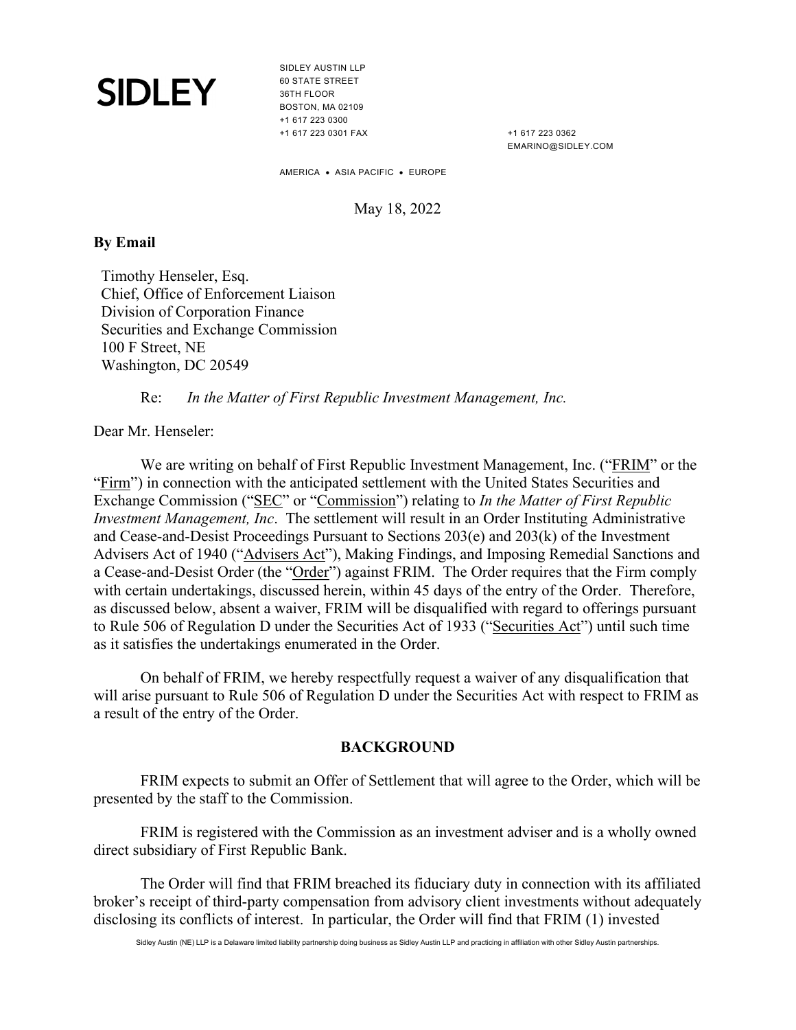**SIDLEY**

SIDLEY AUSTIN LLP
60 STATE STREET
36TH FLOOR
BOSTON, MA 02109
+1 617 223 0300
+1 617 223 0301 FAX

+1 617 223 0362
EMARINO@SIDLEY.COM

AMERICA • ASIA PACIFIC • EUROPE

May 18, 2022

**By Email**

Timothy Henseler, Esq.
Chief, Office of Enforcement Liaison
Division of Corporation Finance
Securities and Exchange Commission
100 F Street, NE
Washington, DC 20549

Re: *In the Matter of First Republic Investment Management, Inc.*

Dear Mr. Henseler:

We are writing on behalf of First Republic Investment Management, Inc. ("FRIM" or the "Firm") in connection with the anticipated settlement with the United States Securities and Exchange Commission ("SEC" or "Commission") relating to *In the Matter of First Republic Investment Management, Inc*. The settlement will result in an Order Instituting Administrative and Cease-and-Desist Proceedings Pursuant to Sections 203(e) and 203(k) of the Investment Advisers Act of 1940 ("Advisers Act"), Making Findings, and Imposing Remedial Sanctions and a Cease-and-Desist Order (the "Order") against FRIM. The Order requires that the Firm comply with certain undertakings, discussed herein, within 45 days of the entry of the Order. Therefore, as discussed below, absent a waiver, FRIM will be disqualified with regard to offerings pursuant to Rule 506 of Regulation D under the Securities Act of 1933 ("Securities Act") until such time as it satisfies the undertakings enumerated in the Order.

On behalf of FRIM, we hereby respectfully request a waiver of any disqualification that will arise pursuant to Rule 506 of Regulation D under the Securities Act with respect to FRIM as a result of the entry of the Order.

## BACKGROUND

FRIM expects to submit an Offer of Settlement that will agree to the Order, which will be presented by the staff to the Commission.

FRIM is registered with the Commission as an investment adviser and is a wholly owned direct subsidiary of First Republic Bank.

The Order will find that FRIM breached its fiduciary duty in connection with its affiliated broker's receipt of third-party compensation from advisory client investments without adequately disclosing its conflicts of interest. In particular, the Order will find that FRIM (1) invested

Sidley Austin (NE) LLP is a Delaware limited liability partnership doing business as Sidley Austin LLP and practicing in affiliation with other Sidley Austin partnerships.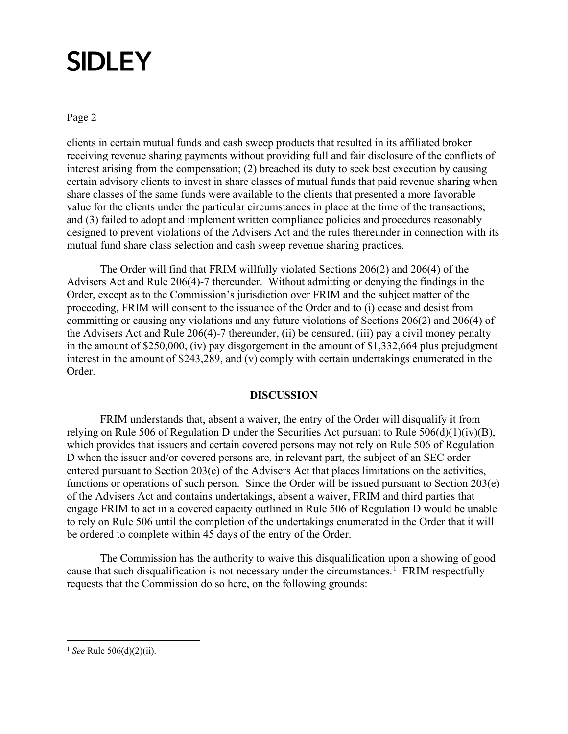clients in certain mutual funds and cash sweep products that resulted in its affiliated broker receiving revenue sharing payments without providing full and fair disclosure of the conflicts of interest arising from the compensation; (2) breached its duty to seek best execution by causing certain advisory clients to invest in share classes of mutual funds that paid revenue sharing when share classes of the same funds were available to the clients that presented a more favorable value for the clients under the particular circumstances in place at the time of the transactions; and (3) failed to adopt and implement written compliance policies and procedures reasonably designed to prevent violations of the Advisers Act and the rules thereunder in connection with its mutual fund share class selection and cash sweep revenue sharing practices.

The Order will find that FRIM willfully violated Sections 206(2) and 206(4) of the Advisers Act and Rule 206(4)-7 thereunder. Without admitting or denying the findings in the Order, except as to the Commission's jurisdiction over FRIM and the subject matter of the proceeding, FRIM will consent to the issuance of the Order and to (i) cease and desist from committing or causing any violations and any future violations of Sections 206(2) and 206(4) of the Advisers Act and Rule 206(4)-7 thereunder, (ii) be censured, (iii) pay a civil money penalty in the amount of $250,000, (iv) pay disgorgement in the amount of $1,332,664 plus prejudgment interest in the amount of $243,289, and (v) comply with certain undertakings enumerated in the Order.

**DISCUSSION**

FRIM understands that, absent a waiver, the entry of the Order will disqualify it from relying on Rule 506 of Regulation D under the Securities Act pursuant to Rule 506(d)(1)(iv)(B), which provides that issuers and certain covered persons may not rely on Rule 506 of Regulation D when the issuer and/or covered persons are, in relevant part, the subject of an SEC order entered pursuant to Section 203(e) of the Advisers Act that places limitations on the activities, functions or operations of such person. Since the Order will be issued pursuant to Section 203(e) of the Advisers Act and contains undertakings, absent a waiver, FRIM and third parties that engage FRIM to act in a covered capacity outlined in Rule 506 of Regulation D would be unable to rely on Rule 506 until the completion of the undertakings enumerated in the Order that it will be ordered to complete within 45 days of the entry of the Order.

The Commission has the authority to waive this disqualification upon a showing of good cause that such disqualification is not necessary under the circumstances.[1] FRIM respectfully requests that the Commission do so here, on the following grounds:

[1] *See* Rule 506(d)(2)(ii).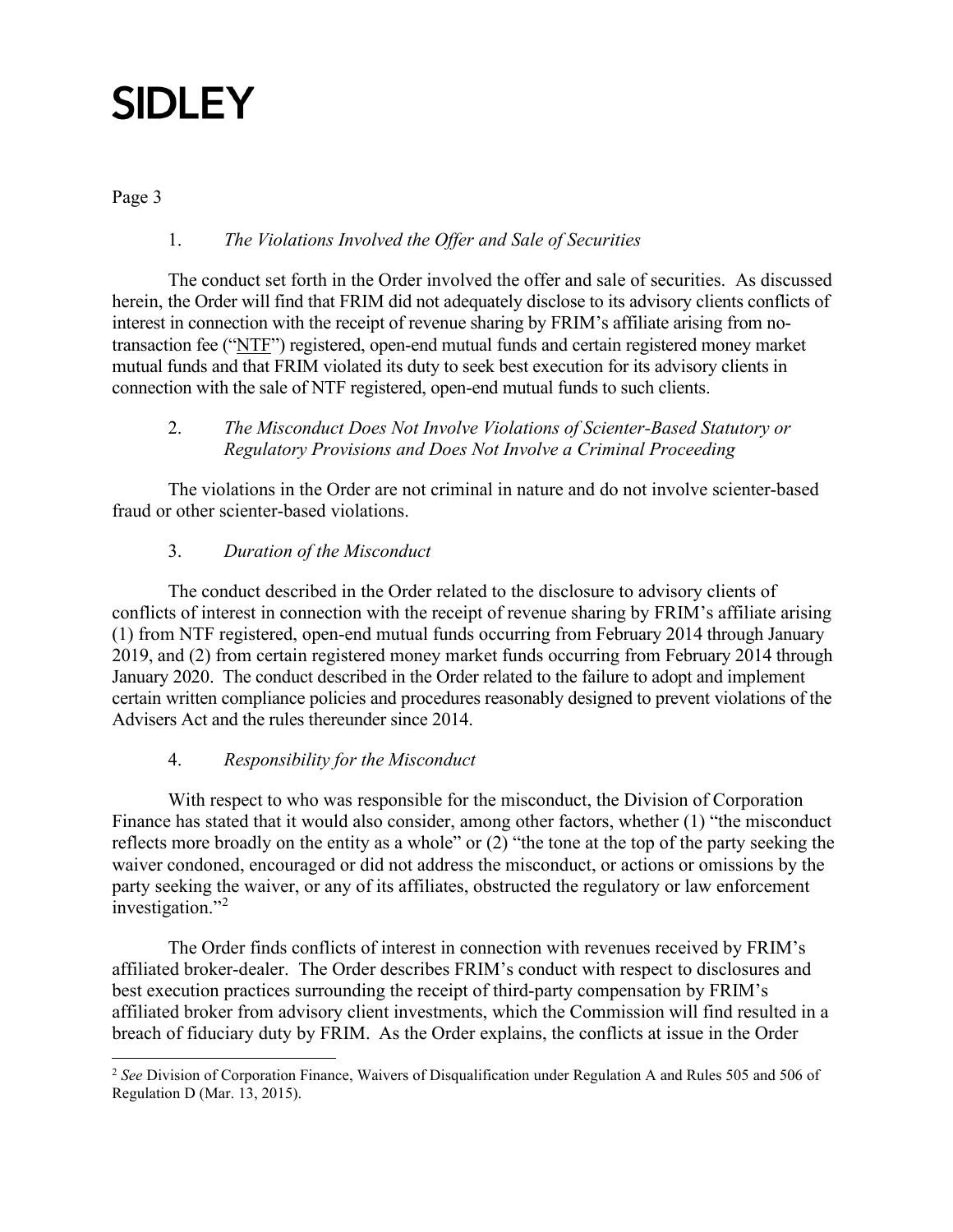1. *The Violations Involved the Offer and Sale of Securities*

The conduct set forth in the Order involved the offer and sale of securities. As discussed herein, the Order will find that FRIM did not adequately disclose to its advisory clients conflicts of interest in connection with the receipt of revenue sharing by FRIM's affiliate arising from no-transaction fee ("NTF") registered, open-end mutual funds and certain registered money market mutual funds and that FRIM violated its duty to seek best execution for its advisory clients in connection with the sale of NTF registered, open-end mutual funds to such clients.

2. *The Misconduct Does Not Involve Violations of Scienter-Based Statutory or Regulatory Provisions and Does Not Involve a Criminal Proceeding*

The violations in the Order are not criminal in nature and do not involve scienter-based fraud or other scienter-based violations.

3. *Duration of the Misconduct*

The conduct described in the Order related to the disclosure to advisory clients of conflicts of interest in connection with the receipt of revenue sharing by FRIM's affiliate arising (1) from NTF registered, open-end mutual funds occurring from February 2014 through January 2019, and (2) from certain registered money market funds occurring from February 2014 through January 2020. The conduct described in the Order related to the failure to adopt and implement certain written compliance policies and procedures reasonably designed to prevent violations of the Advisers Act and the rules thereunder since 2014.

4. *Responsibility for the Misconduct*

With respect to who was responsible for the misconduct, the Division of Corporation Finance has stated that it would also consider, among other factors, whether (1) "the misconduct reflects more broadly on the entity as a whole" or (2) "the tone at the top of the party seeking the waiver condoned, encouraged or did not address the misconduct, or actions or omissions by the party seeking the waiver, or any of its affiliates, obstructed the regulatory or law enforcement investigation."[2]

The Order finds conflicts of interest in connection with revenues received by FRIM's affiliated broker-dealer. The Order describes FRIM's conduct with respect to disclosures and best execution practices surrounding the receipt of third-party compensation by FRIM's affiliated broker from advisory client investments, which the Commission will find resulted in a breach of fiduciary duty by FRIM. As the Order explains, the conflicts at issue in the Order

---

[2] *See* Division of Corporation Finance, Waivers of Disqualification under Regulation A and Rules 505 and 506 of Regulation D (Mar. 13, 2015).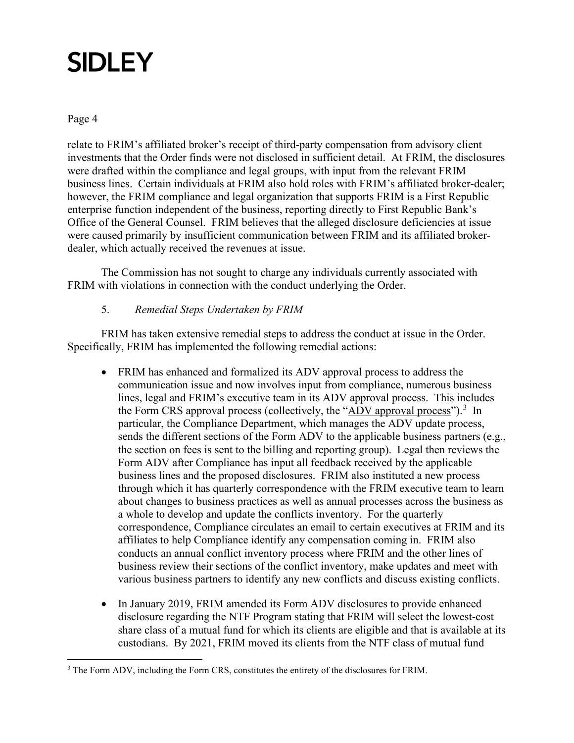relate to FRIM's affiliated broker's receipt of third-party compensation from advisory client investments that the Order finds were not disclosed in sufficient detail. At FRIM, the disclosures were drafted within the compliance and legal groups, with input from the relevant FRIM business lines. Certain individuals at FRIM also hold roles with FRIM's affiliated broker-dealer; however, the FRIM compliance and legal organization that supports FRIM is a First Republic enterprise function independent of the business, reporting directly to First Republic Bank's Office of the General Counsel. FRIM believes that the alleged disclosure deficiencies at issue were caused primarily by insufficient communication between FRIM and its affiliated broker-dealer, which actually received the revenues at issue.

The Commission has not sought to charge any individuals currently associated with FRIM with violations in connection with the conduct underlying the Order.

5. *Remedial Steps Undertaken by FRIM*

FRIM has taken extensive remedial steps to address the conduct at issue in the Order. Specifically, FRIM has implemented the following remedial actions:

- FRIM has enhanced and formalized its ADV approval process to address the communication issue and now involves input from compliance, numerous business lines, legal and FRIM's executive team in its ADV approval process. This includes the Form CRS approval process (collectively, the "ADV approval process").[3] In particular, the Compliance Department, which manages the ADV update process, sends the different sections of the Form ADV to the applicable business partners (e.g., the section on fees is sent to the billing and reporting group). Legal then reviews the Form ADV after Compliance has input all feedback received by the applicable business lines and the proposed disclosures. FRIM also instituted a new process through which it has quarterly correspondence with the FRIM executive team to learn about changes to business practices as well as annual processes across the business as a whole to develop and update the conflicts inventory. For the quarterly correspondence, Compliance circulates an email to certain executives at FRIM and its affiliates to help Compliance identify any compensation coming in. FRIM also conducts an annual conflict inventory process where FRIM and the other lines of business review their sections of the conflict inventory, make updates and meet with various business partners to identify any new conflicts and discuss existing conflicts.

- In January 2019, FRIM amended its Form ADV disclosures to provide enhanced disclosure regarding the NTF Program stating that FRIM will select the lowest-cost share class of a mutual fund for which its clients are eligible and that is available at its custodians. By 2021, FRIM moved its clients from the NTF class of mutual fund

[3] The Form ADV, including the Form CRS, constitutes the entirety of the disclosures for FRIM.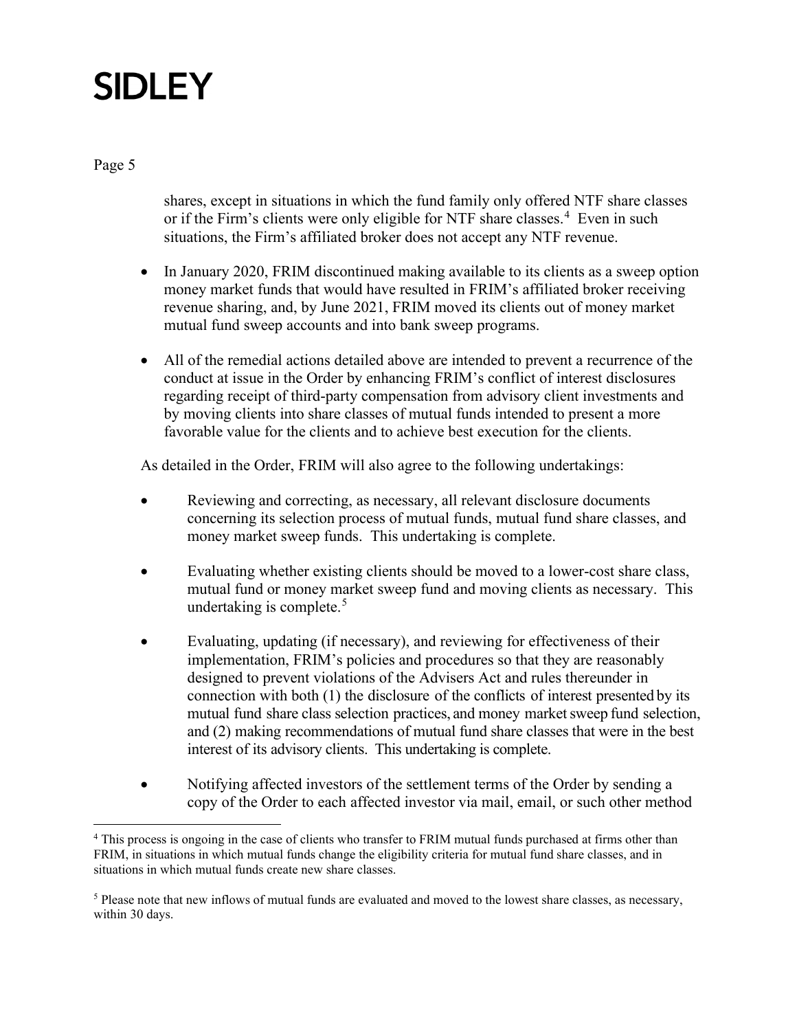shares, except in situations in which the fund family only offered NTF share classes or if the Firm's clients were only eligible for NTF share classes.[4] Even in such situations, the Firm's affiliated broker does not accept any NTF revenue.

- In January 2020, FRIM discontinued making available to its clients as a sweep option money market funds that would have resulted in FRIM's affiliated broker receiving revenue sharing, and, by June 2021, FRIM moved its clients out of money market mutual fund sweep accounts and into bank sweep programs.

- All of the remedial actions detailed above are intended to prevent a recurrence of the conduct at issue in the Order by enhancing FRIM's conflict of interest disclosures regarding receipt of third-party compensation from advisory client investments and by moving clients into share classes of mutual funds intended to present a more favorable value for the clients and to achieve best execution for the clients.

As detailed in the Order, FRIM will also agree to the following undertakings:

- Reviewing and correcting, as necessary, all relevant disclosure documents concerning its selection process of mutual funds, mutual fund share classes, and money market sweep funds. This undertaking is complete.

- Evaluating whether existing clients should be moved to a lower-cost share class, mutual fund or money market sweep fund and moving clients as necessary. This undertaking is complete.[5]

- Evaluating, updating (if necessary), and reviewing for effectiveness of their implementation, FRIM's policies and procedures so that they are reasonably designed to prevent violations of the Advisers Act and rules thereunder in connection with both (1) the disclosure of the conflicts of interest presented by its mutual fund share class selection practices, and money market sweep fund selection, and (2) making recommendations of mutual fund share classes that were in the best interest of its advisory clients. This undertaking is complete.

- Notifying affected investors of the settlement terms of the Order by sending a copy of the Order to each affected investor via mail, email, or such other method

---

[4] This process is ongoing in the case of clients who transfer to FRIM mutual funds purchased at firms other than FRIM, in situations in which mutual funds change the eligibility criteria for mutual fund share classes, and in situations in which mutual funds create new share classes.

[5] Please note that new inflows of mutual funds are evaluated and moved to the lowest share classes, as necessary, within 30 days.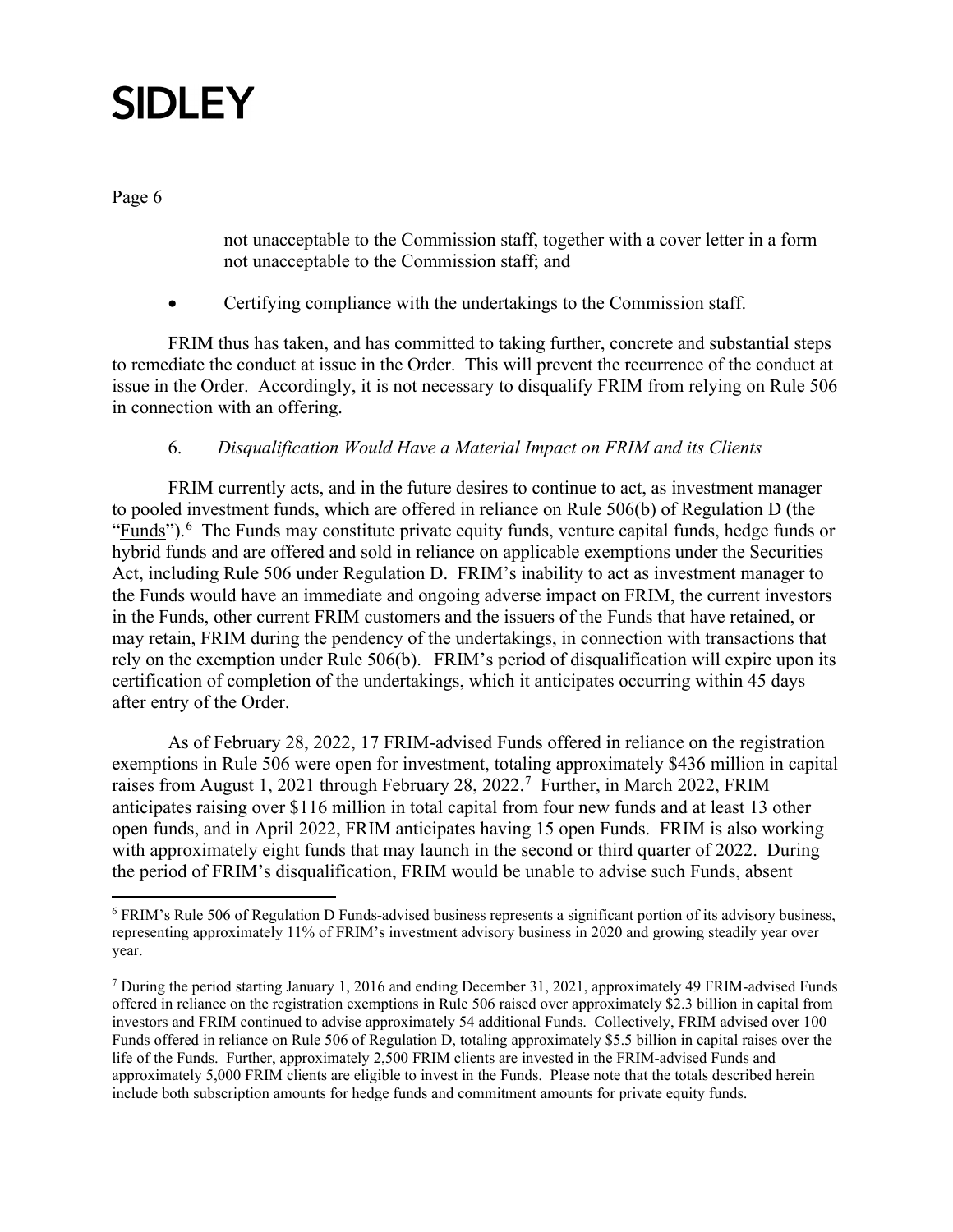not unacceptable to the Commission staff, together with a cover letter in a form not unacceptable to the Commission staff; and

- Certifying compliance with the undertakings to the Commission staff.

FRIM thus has taken, and has committed to taking further, concrete and substantial steps to remediate the conduct at issue in the Order. This will prevent the recurrence of the conduct at issue in the Order. Accordingly, it is not necessary to disqualify FRIM from relying on Rule 506 in connection with an offering.

6. *Disqualification Would Have a Material Impact on FRIM and its Clients*

FRIM currently acts, and in the future desires to continue to act, as investment manager to pooled investment funds, which are offered in reliance on Rule 506(b) of Regulation D (the "Funds").[6] The Funds may constitute private equity funds, venture capital funds, hedge funds or hybrid funds and are offered and sold in reliance on applicable exemptions under the Securities Act, including Rule 506 under Regulation D. FRIM's inability to act as investment manager to the Funds would have an immediate and ongoing adverse impact on FRIM, the current investors in the Funds, other current FRIM customers and the issuers of the Funds that have retained, or may retain, FRIM during the pendency of the undertakings, in connection with transactions that rely on the exemption under Rule 506(b). FRIM's period of disqualification will expire upon its certification of completion of the undertakings, which it anticipates occurring within 45 days after entry of the Order.

As of February 28, 2022, 17 FRIM-advised Funds offered in reliance on the registration exemptions in Rule 506 were open for investment, totaling approximately $436 million in capital raises from August 1, 2021 through February 28, 2022.[7] Further, in March 2022, FRIM anticipates raising over $116 million in total capital from four new funds and at least 13 other open funds, and in April 2022, FRIM anticipates having 15 open Funds. FRIM is also working with approximately eight funds that may launch in the second or third quarter of 2022. During the period of FRIM's disqualification, FRIM would be unable to advise such Funds, absent

---

[6] FRIM's Rule 506 of Regulation D Funds-advised business represents a significant portion of its advisory business, representing approximately 11% of FRIM's investment advisory business in 2020 and growing steadily year over year.

[7] During the period starting January 1, 2016 and ending December 31, 2021, approximately 49 FRIM-advised Funds offered in reliance on the registration exemptions in Rule 506 raised over approximately $2.3 billion in capital from investors and FRIM continued to advise approximately 54 additional Funds. Collectively, FRIM advised over 100 Funds offered in reliance on Rule 506 of Regulation D, totaling approximately $5.5 billion in capital raises over the life of the Funds. Further, approximately 2,500 FRIM clients are invested in the FRIM-advised Funds and approximately 5,000 FRIM clients are eligible to invest in the Funds. Please note that the totals described herein include both subscription amounts for hedge funds and commitment amounts for private equity funds.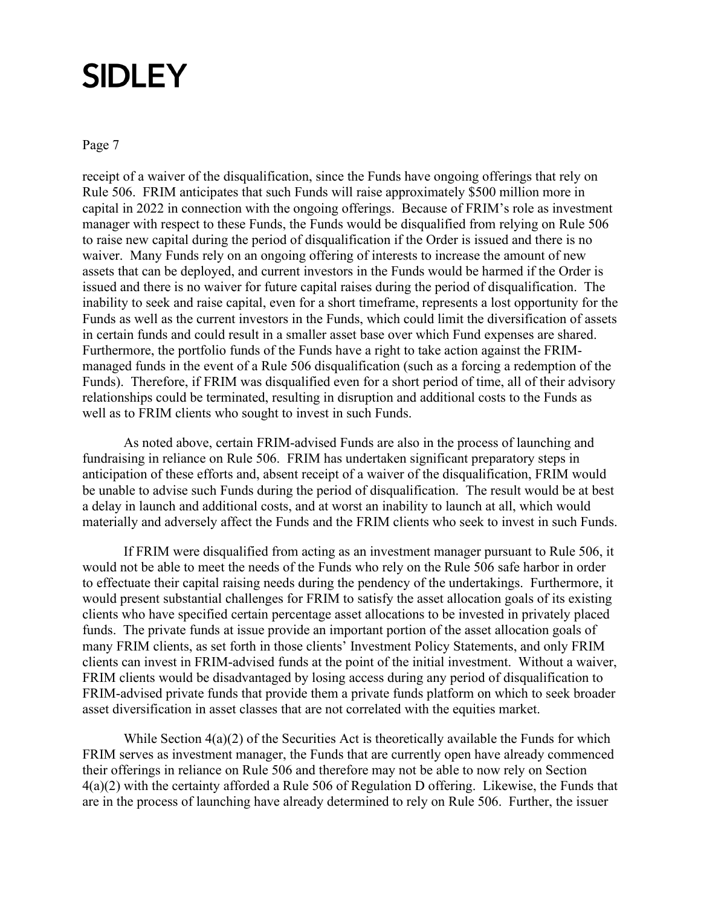receipt of a waiver of the disqualification, since the Funds have ongoing offerings that rely on Rule 506. FRIM anticipates that such Funds will raise approximately $500 million more in capital in 2022 in connection with the ongoing offerings. Because of FRIM's role as investment manager with respect to these Funds, the Funds would be disqualified from relying on Rule 506 to raise new capital during the period of disqualification if the Order is issued and there is no waiver. Many Funds rely on an ongoing offering of interests to increase the amount of new assets that can be deployed, and current investors in the Funds would be harmed if the Order is issued and there is no waiver for future capital raises during the period of disqualification. The inability to seek and raise capital, even for a short timeframe, represents a lost opportunity for the Funds as well as the current investors in the Funds, which could limit the diversification of assets in certain funds and could result in a smaller asset base over which Fund expenses are shared. Furthermore, the portfolio funds of the Funds have a right to take action against the FRIM-managed funds in the event of a Rule 506 disqualification (such as a forcing a redemption of the Funds). Therefore, if FRIM was disqualified even for a short period of time, all of their advisory relationships could be terminated, resulting in disruption and additional costs to the Funds as well as to FRIM clients who sought to invest in such Funds.

As noted above, certain FRIM-advised Funds are also in the process of launching and fundraising in reliance on Rule 506. FRIM has undertaken significant preparatory steps in anticipation of these efforts and, absent receipt of a waiver of the disqualification, FRIM would be unable to advise such Funds during the period of disqualification. The result would be at best a delay in launch and additional costs, and at worst an inability to launch at all, which would materially and adversely affect the Funds and the FRIM clients who seek to invest in such Funds.

If FRIM were disqualified from acting as an investment manager pursuant to Rule 506, it would not be able to meet the needs of the Funds who rely on the Rule 506 safe harbor in order to effectuate their capital raising needs during the pendency of the undertakings. Furthermore, it would present substantial challenges for FRIM to satisfy the asset allocation goals of its existing clients who have specified certain percentage asset allocations to be invested in privately placed funds. The private funds at issue provide an important portion of the asset allocation goals of many FRIM clients, as set forth in those clients' Investment Policy Statements, and only FRIM clients can invest in FRIM-advised funds at the point of the initial investment. Without a waiver, FRIM clients would be disadvantaged by losing access during any period of disqualification to FRIM-advised private funds that provide them a private funds platform on which to seek broader asset diversification in asset classes that are not correlated with the equities market.

While Section 4(a)(2) of the Securities Act is theoretically available the Funds for which FRIM serves as investment manager, the Funds that are currently open have already commenced their offerings in reliance on Rule 506 and therefore may not be able to now rely on Section 4(a)(2) with the certainty afforded a Rule 506 of Regulation D offering. Likewise, the Funds that are in the process of launching have already determined to rely on Rule 506. Further, the issuer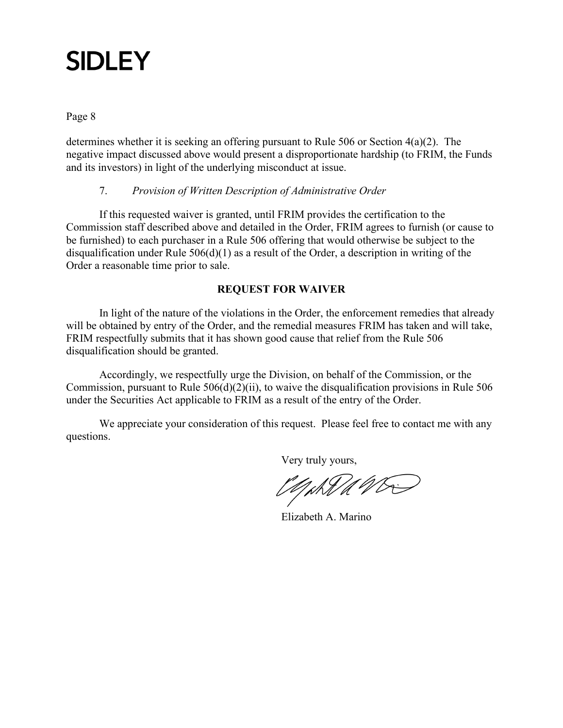determines whether it is seeking an offering pursuant to Rule 506 or Section 4(a)(2). The negative impact discussed above would present a disproportionate hardship (to FRIM, the Funds and its investors) in light of the underlying misconduct at issue.

7. *Provision of Written Description of Administrative Order*

If this requested waiver is granted, until FRIM provides the certification to the Commission staff described above and detailed in the Order, FRIM agrees to furnish (or cause to be furnished) to each purchaser in a Rule 506 offering that would otherwise be subject to the disqualification under Rule 506(d)(1) as a result of the Order, a description in writing of the Order a reasonable time prior to sale.

**REQUEST FOR WAIVER**

In light of the nature of the violations in the Order, the enforcement remedies that already will be obtained by entry of the Order, and the remedial measures FRIM has taken and will take, FRIM respectfully submits that it has shown good cause that relief from the Rule 506 disqualification should be granted.

Accordingly, we respectfully urge the Division, on behalf of the Commission, or the Commission, pursuant to Rule 506(d)(2)(ii), to waive the disqualification provisions in Rule 506 under the Securities Act applicable to FRIM as a result of the entry of the Order.

We appreciate your consideration of this request. Please feel free to contact me with any questions.

Very truly yours,

Elizabeth A. Marino